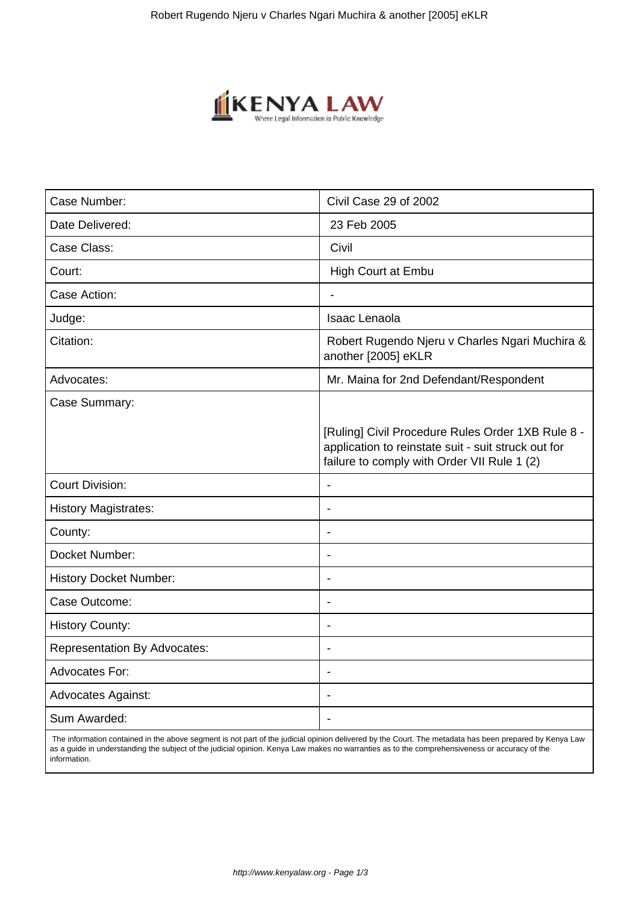| Case Number: | Civil Case 29 of 2002 |
|---|---|
| Date Delivered: | 23 Feb 2005 |
| Case Class: | Civil |
| Court: | High Court at Embu |
| Case Action: | - |
| Judge: | Isaac Lenaola |
| Citation: | Robert Rugendo Njeru v Charles Ngari Muchira & another [2005] eKLR |
| Advocates: | Mr. Maina for 2nd Defendant/Respondent |
| Case Summary: | [Ruling] Civil Procedure Rules Order 1XB Rule 8 - application to reinstate suit - suit struck out for failure to comply with Order VII Rule 1 (2) |
| Court Division: | - |
| History Magistrates: | - |
| County: | - |
| Docket Number: | - |
| History Docket Number: | - |
| Case Outcome: | - |
| History County: | - |
| Representation By Advocates: | - |
| Advocates For: | - |
| Advocates Against: | - |
| Sum Awarded: | - |

The information contained in the above segment is not part of the judicial opinion delivered by the Court. The metadata has been prepared by Kenya Law as a guide in understanding the subject of the judicial opinion. Kenya Law makes no warranties as to the comprehensiveness or accuracy of the information.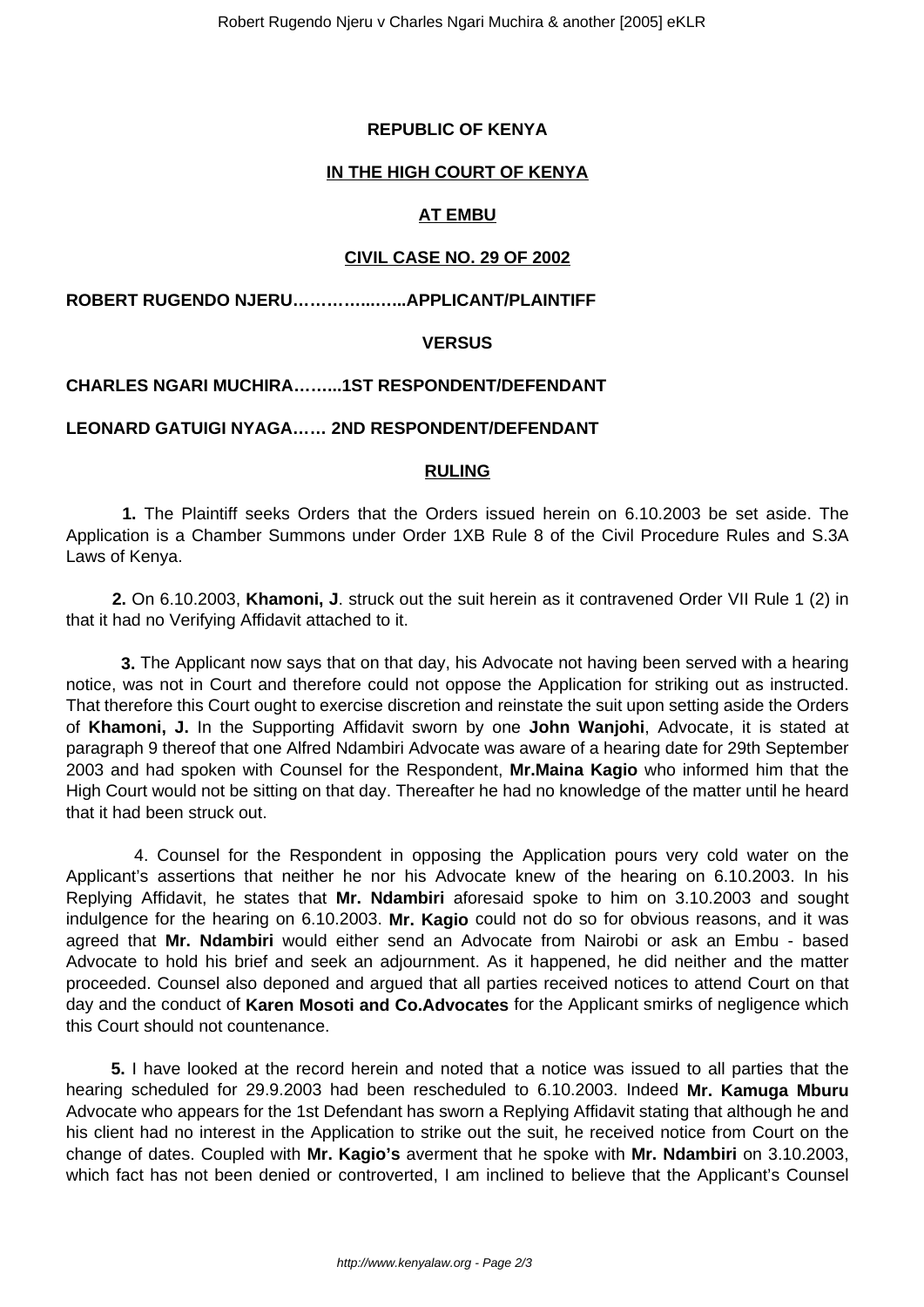**REPUBLIC OF KENYA**

**IN THE HIGH COURT OF KENYA**

**AT EMBU**

**CIVIL CASE NO. 29 OF 2002**

**ROBERT RUGENDO NJERU……………..…...APPLICANT/PLAINTIFF**

**VERSUS**

**CHARLES NGARI MUCHIRA……...1ST RESPONDENT/DEFENDANT**

**LEONARD GATUIGI NYAGA…… 2ND RESPONDENT/DEFENDANT**

**RULING**

**1.** The Plaintiff seeks Orders that the Orders issued herein on 6.10.2003 be set aside. The Application is a Chamber Summons under Order 1XB Rule 8 of the Civil Procedure Rules and S.3A Laws of Kenya.

**2.** On 6.10.2003, **Khamoni, J**. struck out the suit herein as it contravened Order VII Rule 1 (2) in that it had no Verifying Affidavit attached to it.

**3.** The Applicant now says that on that day, his Advocate not having been served with a hearing notice, was not in Court and therefore could not oppose the Application for striking out as instructed. That therefore this Court ought to exercise discretion and reinstate the suit upon setting aside the Orders of **Khamoni, J.** In the Supporting Affidavit sworn by one **John Wanjohi**, Advocate, it is stated at paragraph 9 thereof that one Alfred Ndambiri Advocate was aware of a hearing date for 29th September 2003 and had spoken with Counsel for the Respondent, **Mr.Maina Kagio** who informed him that the High Court would not be sitting on that day. Thereafter he had no knowledge of the matter until he heard that it had been struck out.

4. Counsel for the Respondent in opposing the Application pours very cold water on the Applicant's assertions that neither he nor his Advocate knew of the hearing on 6.10.2003. In his Replying Affidavit, he states that **Mr. Ndambiri** aforesaid spoke to him on 3.10.2003 and sought indulgence for the hearing on 6.10.2003. **Mr. Kagio** could not do so for obvious reasons, and it was agreed that **Mr. Ndambiri** would either send an Advocate from Nairobi or ask an Embu - based Advocate to hold his brief and seek an adjournment. As it happened, he did neither and the matter proceeded. Counsel also deponed and argued that all parties received notices to attend Court on that day and the conduct of **Karen Mosoti and Co.Advocates** for the Applicant smirks of negligence which this Court should not countenance.

**5.** I have looked at the record herein and noted that a notice was issued to all parties that the hearing scheduled for 29.9.2003 had been rescheduled to 6.10.2003. Indeed **Mr. Kamuga Mburu** Advocate who appears for the 1st Defendant has sworn a Replying Affidavit stating that although he and his client had no interest in the Application to strike out the suit, he received notice from Court on the change of dates. Coupled with **Mr. Kagio's** averment that he spoke with **Mr. Ndambiri** on 3.10.2003, which fact has not been denied or controverted, I am inclined to believe that the Applicant's Counsel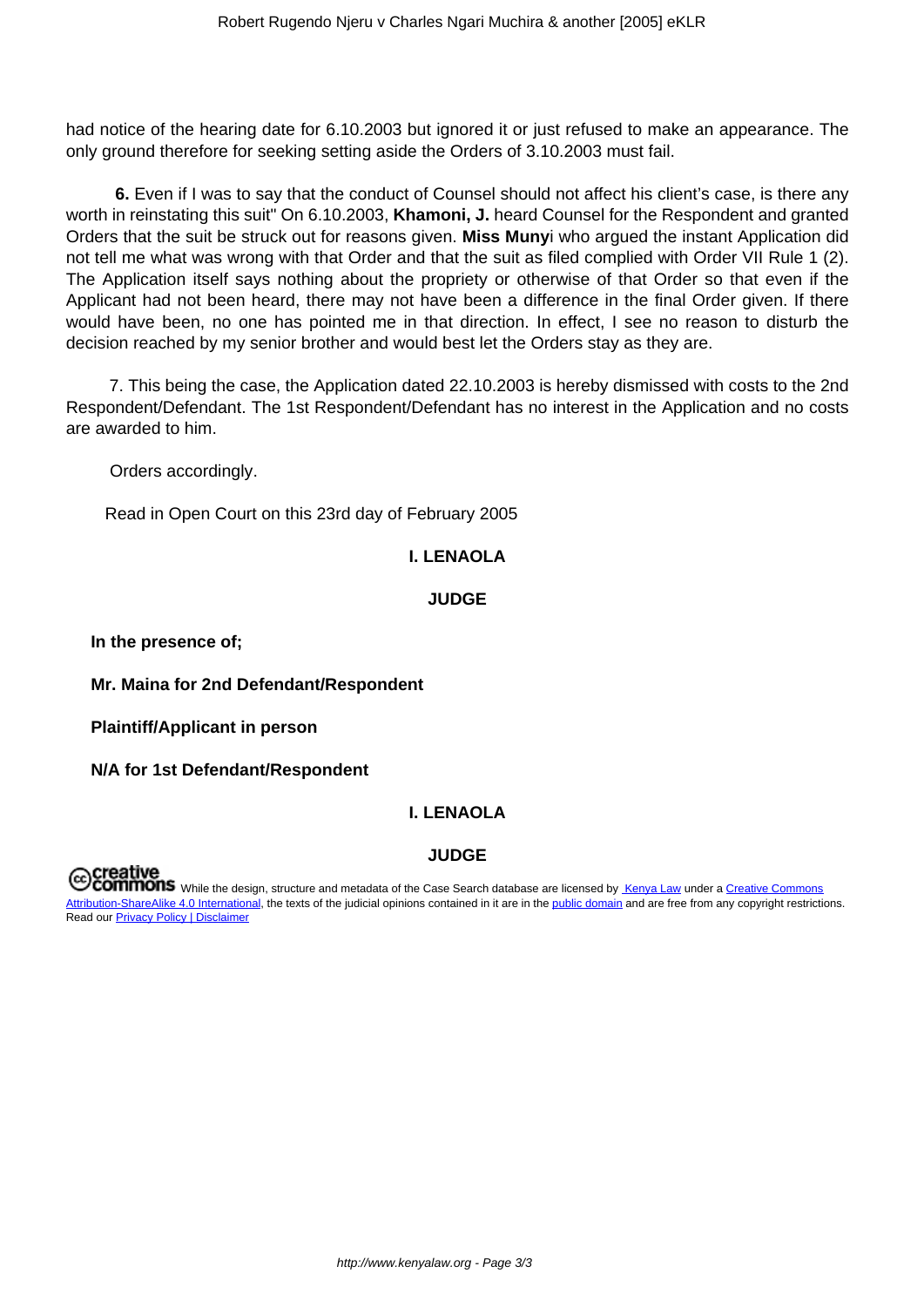had notice of the hearing date for 6.10.2003 but ignored it or just refused to make an appearance. The only ground therefore for seeking setting aside the Orders of 3.10.2003 must fail.

**6.** Even if I was to say that the conduct of Counsel should not affect his client's case, is there any worth in reinstating this suit" On 6.10.2003, **Khamoni, J.** heard Counsel for the Respondent and granted Orders that the suit be struck out for reasons given. **Miss Muny**i who argued the instant Application did not tell me what was wrong with that Order and that the suit as filed complied with Order VII Rule 1 (2). The Application itself says nothing about the propriety or otherwise of that Order so that even if the Applicant had not been heard, there may not have been a difference in the final Order given. If there would have been, no one has pointed me in that direction. In effect, I see no reason to disturb the decision reached by my senior brother and would best let the Orders stay as they are.

7. This being the case, the Application dated 22.10.2003 is hereby dismissed with costs to the 2nd Respondent/Defendant. The 1st Respondent/Defendant has no interest in the Application and no costs are awarded to him.

Orders accordingly.

Read in Open Court on this 23rd day of February 2005

**I. LENAOLA**

**JUDGE**

**In the presence of;**

**Mr. Maina for 2nd Defendant/Respondent**

**Plaintiff/Applicant in person**

**N/A for 1st Defendant/Respondent**

**I. LENAOLA**

**JUDGE**

While the design, structure and metadata of the Case Search database are licensed by Kenya Law under a Creative Commons Attribution-ShareAlike 4.0 International, the texts of the judicial opinions contained in it are in the public domain and are free from any copyright restrictions. Read our Privacy Policy | Disclaimer